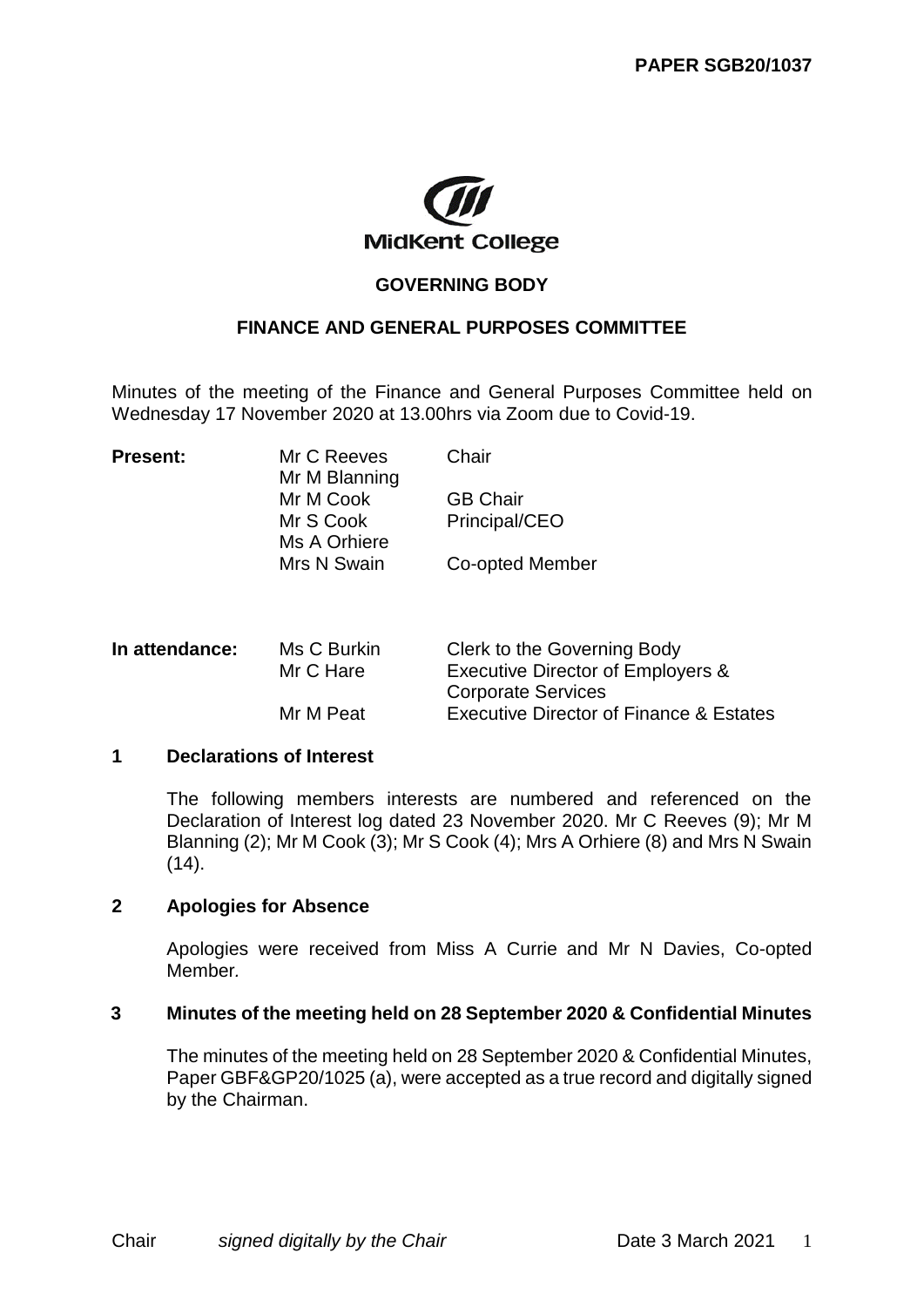**PAPER SGB20/1037**

MidKent College

**GOVERNING BODY**

**FINANCE AND GENERAL PURPOSES COMMITTEE**

Minutes of the meeting of the Finance and General Purposes Committee held on Wednesday 17 November 2020 at 13.00hrs via Zoom due to Covid-19.

| **Present:** | Mr C Reeves | Chair |
|---|---|---|
| | Mr M Blanning | |
| | Mr M Cook | GB Chair |
| | Mr S Cook | Principal/CEO |
| | Ms A Orhiere | |
| | Mrs N Swain | Co-opted Member |

| **In attendance:** | Ms C Burkin | Clerk to the Governing Body |
|---|---|---|
| | Mr C Hare | Executive Director of Employers & Corporate Services |
| | Mr M Peat | Executive Director of Finance & Estates |

## 1 Declarations of Interest

The following members interests are numbered and referenced on the Declaration of Interest log dated 23 November 2020. Mr C Reeves (9); Mr M Blanning (2); Mr M Cook (3); Mr S Cook (4); Mrs A Orhiere (8) and Mrs N Swain (14).

## 2 Apologies for Absence

Apologies were received from Miss A Currie and Mr N Davies, Co-opted Member.

## 3 Minutes of the meeting held on 28 September 2020 & Confidential Minutes

The minutes of the meeting held on 28 September 2020 & Confidential Minutes, Paper GBF&GP20/1025 (a), were accepted as a true record and digitally signed by the Chairman.

Chair *signed digitally by the Chair* Date 3 March 2021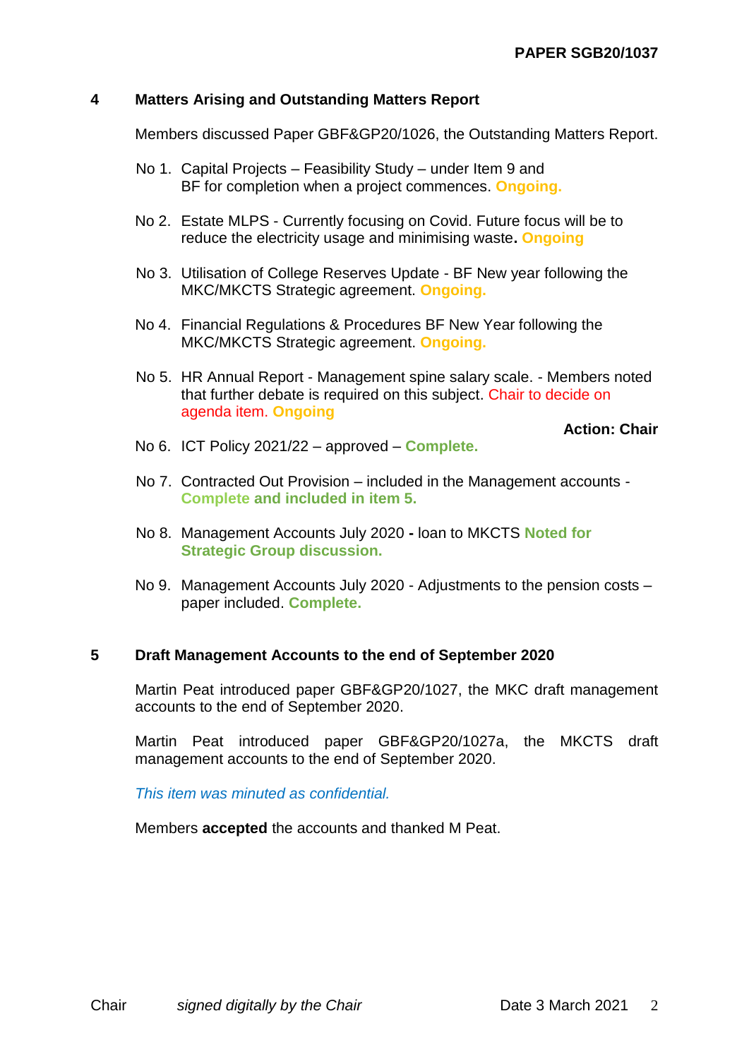**PAPER SGB20/1037**

## 4 Matters Arising and Outstanding Matters Report

Members discussed Paper GBF&GP20/1026, the Outstanding Matters Report.

No 1. Capital Projects – Feasibility Study – under Item 9 and BF for completion when a project commences. **Ongoing.**

No 2. Estate MLPS - Currently focusing on Covid. Future focus will be to reduce the electricity usage and minimising waste**.** **Ongoing**

No 3. Utilisation of College Reserves Update - BF New year following the MKC/MKCTS Strategic agreement. **Ongoing.**

No 4. Financial Regulations & Procedures BF New Year following the MKC/MKCTS Strategic agreement. **Ongoing.**

No 5. HR Annual Report - Management spine salary scale. - Members noted that further debate is required on this subject. Chair to decide on agenda item. **Ongoing**

**Action: Chair**

No 6. ICT Policy 2021/22 – approved – **Complete.**

No 7. Contracted Out Provision – included in the Management accounts - **Complete and included in item 5.**

No 8. Management Accounts July 2020 **-** loan to MKCTS **Noted for Strategic Group discussion.**

No 9. Management Accounts July 2020 - Adjustments to the pension costs – paper included. **Complete.**

## 5 Draft Management Accounts to the end of September 2020

Martin Peat introduced paper GBF&GP20/1027, the MKC draft management accounts to the end of September 2020.

Martin Peat introduced paper GBF&GP20/1027a, the MKCTS draft management accounts to the end of September 2020.

*This item was minuted as confidential.*

Members **accepted** the accounts and thanked M Peat.

Chair *signed digitally by the Chair* Date 3 March 2021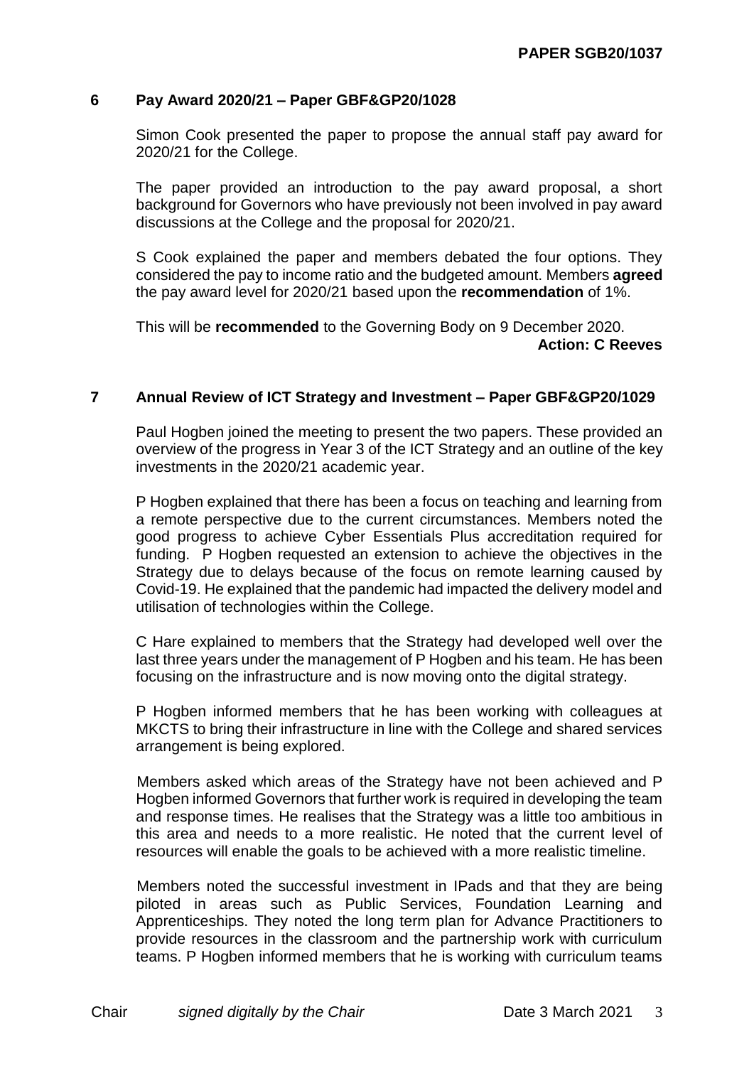## 6 Pay Award 2020/21 – Paper GBF&GP20/1028

Simon Cook presented the paper to propose the annual staff pay award for 2020/21 for the College.

The paper provided an introduction to the pay award proposal, a short background for Governors who have previously not been involved in pay award discussions at the College and the proposal for 2020/21.

S Cook explained the paper and members debated the four options. They considered the pay to income ratio and the budgeted amount. Members **agreed** the pay award level for 2020/21 based upon the **recommendation** of 1%.

This will be **recommended** to the Governing Body on 9 December 2020.

**Action: C Reeves**

## 7 Annual Review of ICT Strategy and Investment – Paper GBF&GP20/1029

Paul Hogben joined the meeting to present the two papers. These provided an overview of the progress in Year 3 of the ICT Strategy and an outline of the key investments in the 2020/21 academic year.

P Hogben explained that there has been a focus on teaching and learning from a remote perspective due to the current circumstances. Members noted the good progress to achieve Cyber Essentials Plus accreditation required for funding. P Hogben requested an extension to achieve the objectives in the Strategy due to delays because of the focus on remote learning caused by Covid-19. He explained that the pandemic had impacted the delivery model and utilisation of technologies within the College.

C Hare explained to members that the Strategy had developed well over the last three years under the management of P Hogben and his team. He has been focusing on the infrastructure and is now moving onto the digital strategy.

P Hogben informed members that he has been working with colleagues at MKCTS to bring their infrastructure in line with the College and shared services arrangement is being explored.

Members asked which areas of the Strategy have not been achieved and P Hogben informed Governors that further work is required in developing the team and response times. He realises that the Strategy was a little too ambitious in this area and needs to a more realistic. He noted that the current level of resources will enable the goals to be achieved with a more realistic timeline.

Members noted the successful investment in IPads and that they are being piloted in areas such as Public Services, Foundation Learning and Apprenticeships. They noted the long term plan for Advance Practitioners to provide resources in the classroom and the partnership work with curriculum teams. P Hogben informed members that he is working with curriculum teams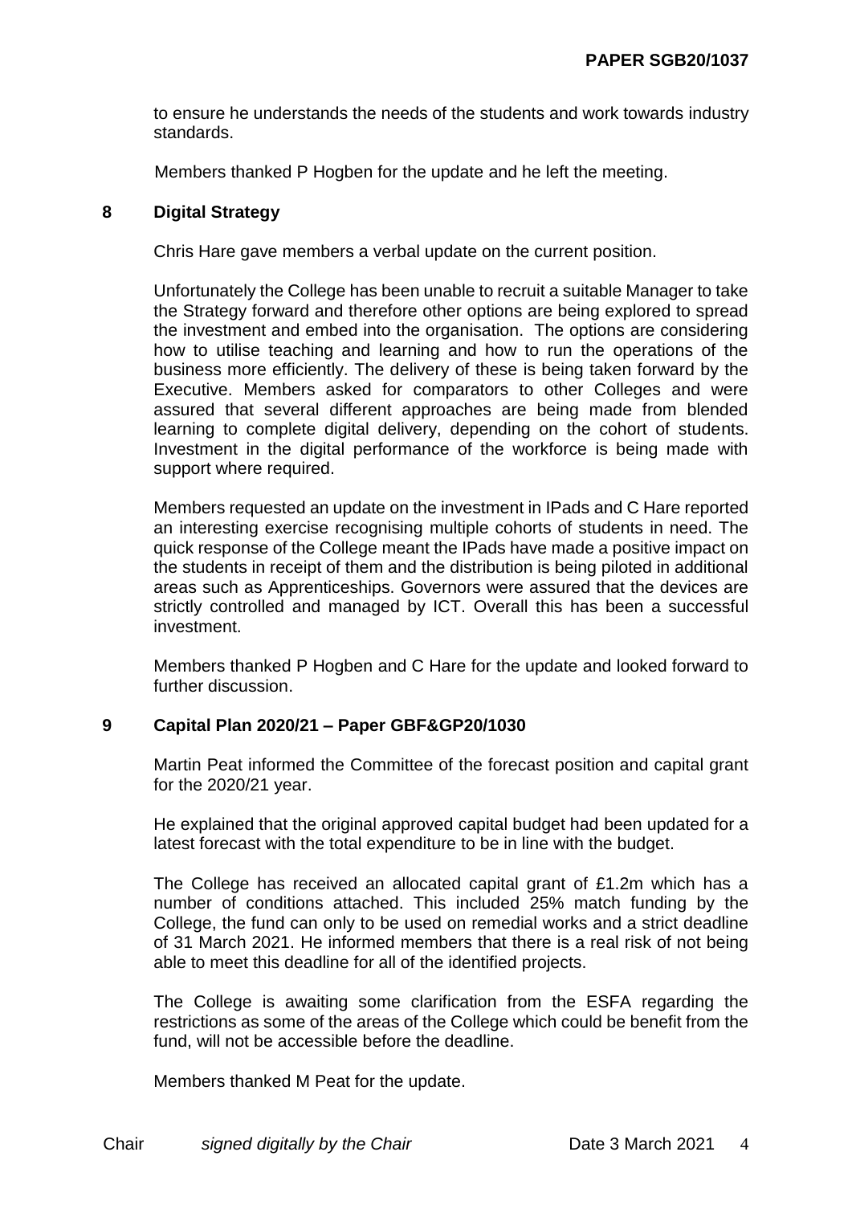to ensure he understands the needs of the students and work towards industry standards.

Members thanked P Hogben for the update and he left the meeting.

## 8 Digital Strategy

Chris Hare gave members a verbal update on the current position.

Unfortunately the College has been unable to recruit a suitable Manager to take the Strategy forward and therefore other options are being explored to spread the investment and embed into the organisation. The options are considering how to utilise teaching and learning and how to run the operations of the business more efficiently. The delivery of these is being taken forward by the Executive. Members asked for comparators to other Colleges and were assured that several different approaches are being made from blended learning to complete digital delivery, depending on the cohort of students. Investment in the digital performance of the workforce is being made with support where required.

Members requested an update on the investment in IPads and C Hare reported an interesting exercise recognising multiple cohorts of students in need. The quick response of the College meant the IPads have made a positive impact on the students in receipt of them and the distribution is being piloted in additional areas such as Apprenticeships. Governors were assured that the devices are strictly controlled and managed by ICT. Overall this has been a successful investment.

Members thanked P Hogben and C Hare for the update and looked forward to further discussion.

## 9 Capital Plan 2020/21 – Paper GBF&GP20/1030

Martin Peat informed the Committee of the forecast position and capital grant for the 2020/21 year.

He explained that the original approved capital budget had been updated for a latest forecast with the total expenditure to be in line with the budget.

The College has received an allocated capital grant of £1.2m which has a number of conditions attached. This included 25% match funding by the College, the fund can only to be used on remedial works and a strict deadline of 31 March 2021. He informed members that there is a real risk of not being able to meet this deadline for all of the identified projects.

The College is awaiting some clarification from the ESFA regarding the restrictions as some of the areas of the College which could be benefit from the fund, will not be accessible before the deadline.

Members thanked M Peat for the update.

Chair *signed digitally by the Chair* Date 3 March 2021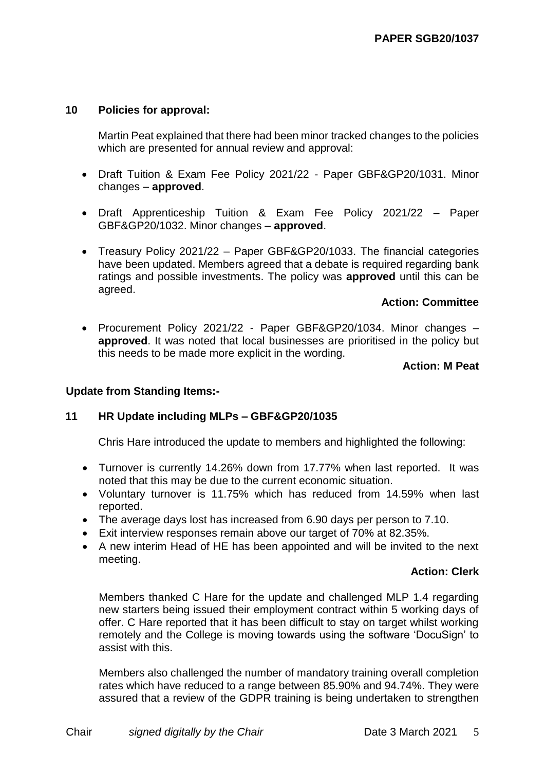## 10 Policies for approval:

Martin Peat explained that there had been minor tracked changes to the policies which are presented for annual review and approval:

- Draft Tuition & Exam Fee Policy 2021/22 - Paper GBF&GP20/1031. Minor changes – **approved**.

- Draft Apprenticeship Tuition & Exam Fee Policy 2021/22 – Paper GBF&GP20/1032. Minor changes – **approved**.

- Treasury Policy 2021/22 – Paper GBF&GP20/1033. The financial categories have been updated. Members agreed that a debate is required regarding bank ratings and possible investments. The policy was **approved** until this can be agreed.

**Action: Committee**

- Procurement Policy 2021/22 - Paper GBF&GP20/1034. Minor changes – **approved**. It was noted that local businesses are prioritised in the policy but this needs to be made more explicit in the wording.

**Action: M Peat**

**Update from Standing Items:-**

## 11 HR Update including MLPs – GBF&GP20/1035

Chris Hare introduced the update to members and highlighted the following:

- Turnover is currently 14.26% down from 17.77% when last reported. It was noted that this may be due to the current economic situation.
- Voluntary turnover is 11.75% which has reduced from 14.59% when last reported.
- The average days lost has increased from 6.90 days per person to 7.10.
- Exit interview responses remain above our target of 70% at 82.35%.
- A new interim Head of HE has been appointed and will be invited to the next meeting.

**Action: Clerk**

Members thanked C Hare for the update and challenged MLP 1.4 regarding new starters being issued their employment contract within 5 working days of offer. C Hare reported that it has been difficult to stay on target whilst working remotely and the College is moving towards using the software 'DocuSign' to assist with this.

Members also challenged the number of mandatory training overall completion rates which have reduced to a range between 85.90% and 94.74%. They were assured that a review of the GDPR training is being undertaken to strengthen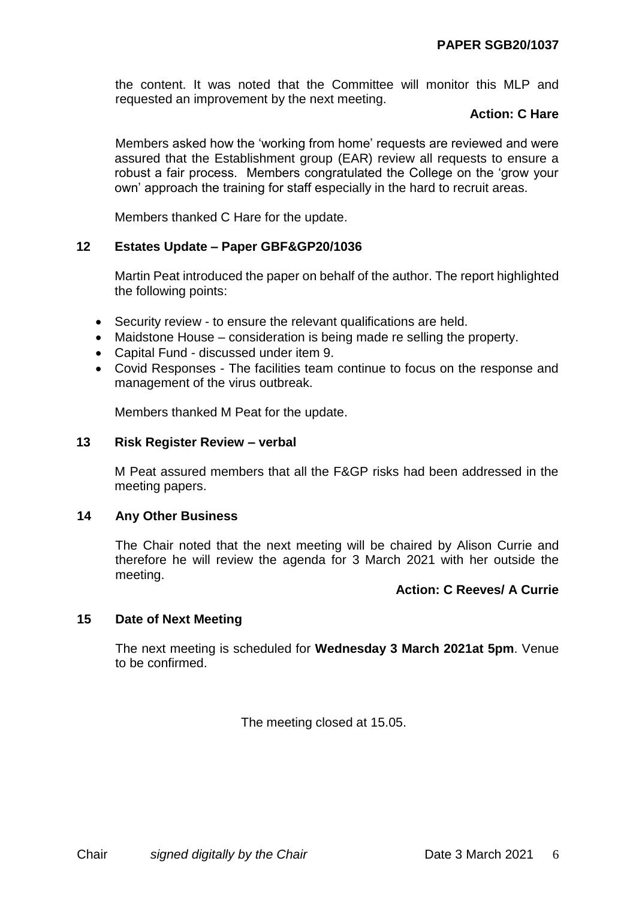the content. It was noted that the Committee will monitor this MLP and requested an improvement by the next meeting.

**Action: C Hare**

Members asked how the 'working from home' requests are reviewed and were assured that the Establishment group (EAR) review all requests to ensure a robust a fair process. Members congratulated the College on the 'grow your own' approach the training for staff especially in the hard to recruit areas.

Members thanked C Hare for the update.

## 12 Estates Update – Paper GBF&GP20/1036

Martin Peat introduced the paper on behalf of the author. The report highlighted the following points:

- Security review - to ensure the relevant qualifications are held.
- Maidstone House – consideration is being made re selling the property.
- Capital Fund - discussed under item 9.
- Covid Responses - The facilities team continue to focus on the response and management of the virus outbreak.

Members thanked M Peat for the update.

## 13 Risk Register Review – verbal

M Peat assured members that all the F&GP risks had been addressed in the meeting papers.

## 14 Any Other Business

The Chair noted that the next meeting will be chaired by Alison Currie and therefore he will review the agenda for 3 March 2021 with her outside the meeting.

**Action: C Reeves/ A Currie**

## 15 Date of Next Meeting

The next meeting is scheduled for **Wednesday 3 March 2021at 5pm**. Venue to be confirmed.

The meeting closed at 15.05.

Chair *signed digitally by the Chair* Date 3 March 2021